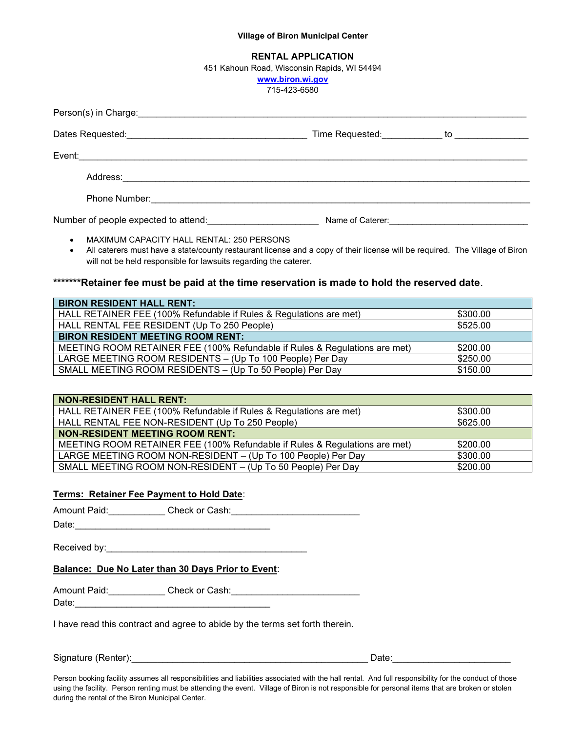**Village of Biron Municipal Center**

## RENTAL APPLICATION

451 Kahoun Road, Wisconsin Rapids, WI 54494

[www.biron.wi.gov](http://www.biron.wi.gov)

715-423-6580

Person(s) in Charge:_______________________________________________________________

Dates Requested:___________________________ Time Requested:__________ to ____________

Event:_____________________________________________________________________

Address:___________________________________________________________________

Phone Number:______________________________________________________________

Number of people expected to attend:__________________ Name of Caterer:______________________

- MAXIMUM CAPACITY HALL RENTAL: 250 PERSONS
- All caterers must have a state/county restaurant license and a copy of their license will be required. The Village of Biron will not be held responsible for lawsuits regarding the caterer.

*******Retainer fee must be paid at the time reservation is made to hold the reserved date.**

| **BIRON RESIDENT HALL RENT:** | |
|---|---|
| HALL RETAINER FEE (100% Refundable if Rules & Regulations are met) | $300.00 |
| HALL RENTAL FEE RESIDENT (Up To 250 People) | $525.00 |
| **BIRON RESIDENT MEETING ROOM RENT:** | |
| MEETING ROOM RETAINER FEE (100% Refundable if Rules & Regulations are met) | $200.00 |
| LARGE MEETING ROOM RESIDENTS – (Up To 100 People) Per Day | $250.00 |
| SMALL MEETING ROOM RESIDENTS – (Up To 50 People) Per Day | $150.00 |

| **NON-RESIDENT HALL RENT:** | |
|---|---|
| HALL RETAINER FEE (100% Refundable if Rules & Regulations are met) | $300.00 |
| HALL RENTAL FEE NON-RESIDENT (Up To 250 People) | $625.00 |
| **NON-RESIDENT MEETING ROOM RENT:** | |
| MEETING ROOM RETAINER FEE (100% Refundable if Rules & Regulations are met) | $200.00 |
| LARGE MEETING ROOM NON-RESIDENT – (Up To 100 People) Per Day | $300.00 |
| SMALL MEETING ROOM NON-RESIDENT – (Up To 50 People) Per Day | $200.00 |

**Terms: Retainer Fee Payment to Hold Date**:

Amount Paid:__________ Check or Cash:______________________

Date:___________________________________

Received by:___________________________________

**Balance: Due No Later than 30 Days Prior to Event**:

Amount Paid:__________ Check or Cash:______________________

Date:___________________________________

I have read this contract and agree to abide by the terms set forth therein.

Signature (Renter):__________________________________________ Date:____________________

Person booking facility assumes all responsibilities and liabilities associated with the hall rental. And full responsibility for the conduct of those using the facility. Person renting must be attending the event. Village of Biron is not responsible for personal items that are broken or stolen during the rental of the Biron Municipal Center.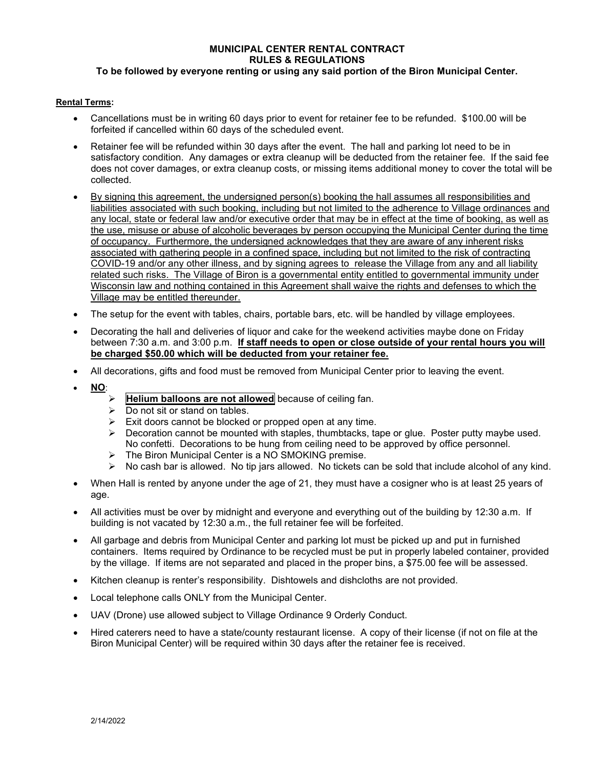**MUNICIPAL CENTER RENTAL CONTRACT**
**RULES & REGULATIONS**
**To be followed by everyone renting or using any said portion of the Biron Municipal Center.**

<u>**Rental Terms**</u>**:**

- Cancellations must be in writing 60 days prior to event for retainer fee to be refunded. $100.00 will be forfeited if cancelled within 60 days of the scheduled event.
- Retainer fee will be refunded within 30 days after the event. The hall and parking lot need to be in satisfactory condition. Any damages or extra cleanup will be deducted from the retainer fee. If the said fee does not cover damages, or extra cleanup costs, or missing items additional money to cover the total will be collected.
- <u>By signing this agreement, the undersigned person(s) booking the hall assumes all responsibilities and liabilities associated with such booking, including but not limited to the adherence to Village ordinances and any local, state or federal law and/or executive order that may be in effect at the time of booking, as well as the use, misuse or abuse of alcoholic beverages by person occupying the Municipal Center during the time of occupancy. Furthermore, the undersigned acknowledges that they are aware of any inherent risks associated with gathering people in a confined space, including but not limited to the risk of contracting COVID-19 and/or any other illness, and by signing agrees to release the Village from any and all liability related such risks. The Village of Biron is a governmental entity entitled to governmental immunity under Wisconsin law and nothing contained in this Agreement shall waive the rights and defenses to which the Village may be entitled thereunder.</u>
- The setup for the event with tables, chairs, portable bars, etc. will be handled by village employees.
- Decorating the hall and deliveries of liquor and cake for the weekend activities maybe done on Friday between 7:30 a.m. and 3:00 p.m. <u>**If staff needs to open or close outside of your rental hours you will be charged $50.00 which will be deducted from your retainer fee.**</u>
- All decorations, gifts and food must be removed from Municipal Center prior to leaving the event.
- <u>**NO**</u>:
  - <u>**Helium balloons are not allowed**</u> because of ceiling fan.
  - Do not sit or stand on tables.
  - Exit doors cannot be blocked or propped open at any time.
  - Decoration cannot be mounted with staples, thumbtacks, tape or glue. Poster putty maybe used. No confetti. Decorations to be hung from ceiling need to be approved by office personnel.
  - The Biron Municipal Center is a NO SMOKING premise.
  - No cash bar is allowed. No tip jars allowed. No tickets can be sold that include alcohol of any kind.
- When Hall is rented by anyone under the age of 21, they must have a cosigner who is at least 25 years of age.
- All activities must be over by midnight and everyone and everything out of the building by 12:30 a.m. If building is not vacated by 12:30 a.m., the full retainer fee will be forfeited.
- All garbage and debris from Municipal Center and parking lot must be picked up and put in furnished containers. Items required by Ordinance to be recycled must be put in properly labeled container, provided by the village. If items are not separated and placed in the proper bins, a $75.00 fee will be assessed.
- Kitchen cleanup is renter's responsibility. Dishtowels and dishcloths are not provided.
- Local telephone calls ONLY from the Municipal Center.
- UAV (Drone) use allowed subject to Village Ordinance 9 Orderly Conduct.
- Hired caterers need to have a state/county restaurant license. A copy of their license (if not on file at the Biron Municipal Center) will be required within 30 days after the retainer fee is received.

2/14/2022